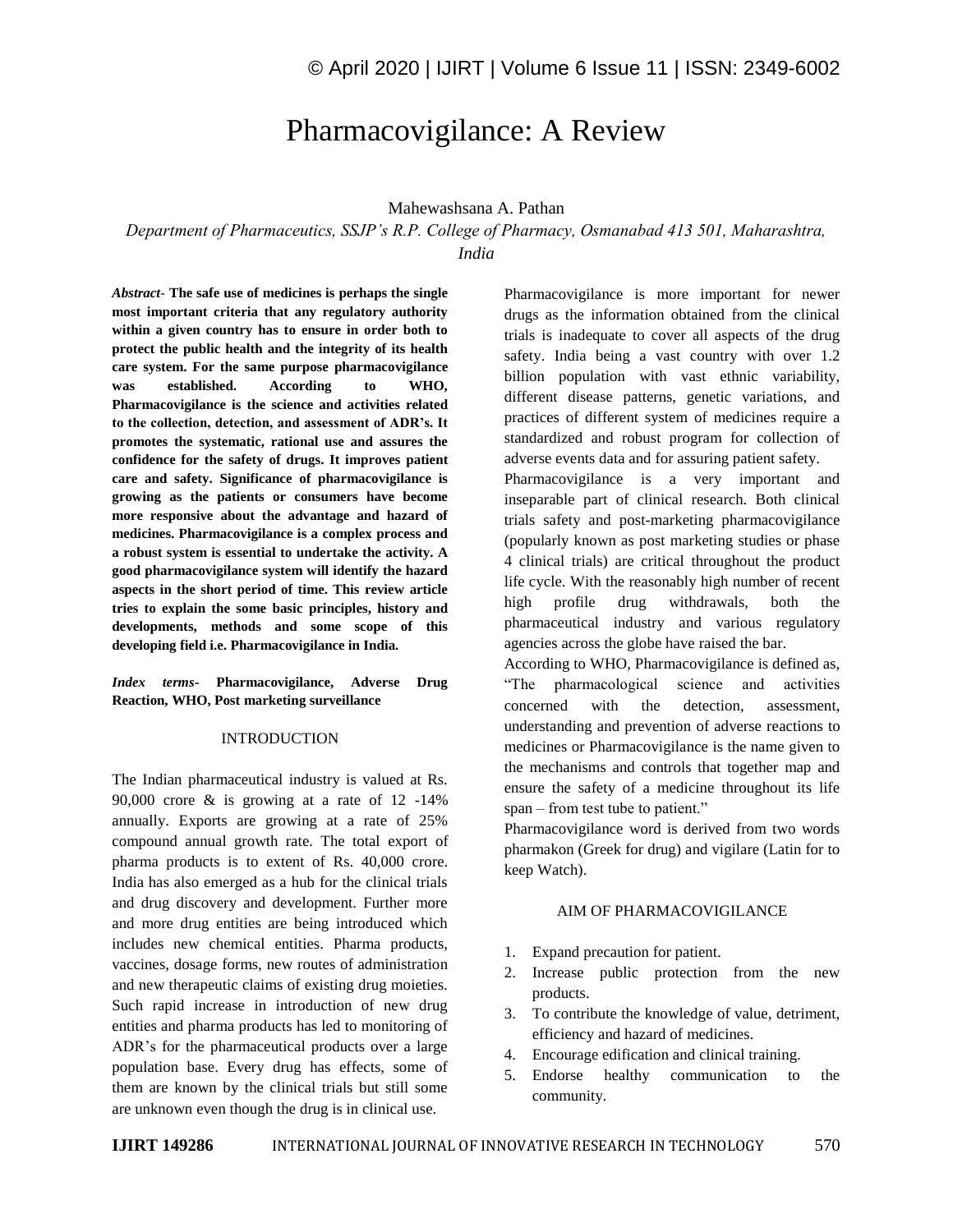# Pharmacovigilance: A Review

Mahewashsana A. Pathan

*Department of Pharmaceutics, SSJP's R.P. College of Pharmacy, Osmanabad 413 501, Maharashtra, India*

***Abstract-*** **The safe use of medicines is perhaps the single most important criteria that any regulatory authority within a given country has to ensure in order both to protect the public health and the integrity of its health care system. For the same purpose pharmacovigilance was established. According to WHO, Pharmacovigilance is the science and activities related to the collection, detection, and assessment of ADR's. It promotes the systematic, rational use and assures the confidence for the safety of drugs. It improves patient care and safety. Significance of pharmacovigilance is growing as the patients or consumers have become more responsive about the advantage and hazard of medicines. Pharmacovigilance is a complex process and a robust system is essential to undertake the activity. A good pharmacovigilance system will identify the hazard aspects in the short period of time. This review article tries to explain the some basic principles, history and developments, methods and some scope of this developing field i.e. Pharmacovigilance in India.**

***Index terms-*** **Pharmacovigilance, Adverse Drug Reaction, WHO, Post marketing surveillance**

## INTRODUCTION

The Indian pharmaceutical industry is valued at Rs. 90,000 crore & is growing at a rate of 12 -14% annually. Exports are growing at a rate of 25% compound annual growth rate. The total export of pharma products is to extent of Rs. 40,000 crore. India has also emerged as a hub for the clinical trials and drug discovery and development. Further more and more drug entities are being introduced which includes new chemical entities. Pharma products, vaccines, dosage forms, new routes of administration and new therapeutic claims of existing drug moieties. Such rapid increase in introduction of new drug entities and pharma products has led to monitoring of ADR's for the pharmaceutical products over a large population base. Every drug has effects, some of them are known by the clinical trials but still some are unknown even though the drug is in clinical use.

Pharmacovigilance is more important for newer drugs as the information obtained from the clinical trials is inadequate to cover all aspects of the drug safety. India being a vast country with over 1.2 billion population with vast ethnic variability, different disease patterns, genetic variations, and practices of different system of medicines require a standardized and robust program for collection of adverse events data and for assuring patient safety.

Pharmacovigilance is a very important and inseparable part of clinical research. Both clinical trials safety and post-marketing pharmacovigilance (popularly known as post marketing studies or phase 4 clinical trials) are critical throughout the product life cycle. With the reasonably high number of recent high profile drug withdrawals, both the pharmaceutical industry and various regulatory agencies across the globe have raised the bar.

According to WHO, Pharmacovigilance is defined as, "The pharmacological science and activities concerned with the detection, assessment, understanding and prevention of adverse reactions to medicines or Pharmacovigilance is the name given to the mechanisms and controls that together map and ensure the safety of a medicine throughout its life span – from test tube to patient."

Pharmacovigilance word is derived from two words pharmakon (Greek for drug) and vigilare (Latin for to keep Watch).

## AIM OF PHARMACOVIGILANCE

1. Expand precaution for patient.
2. Increase public protection from the new products.
3. To contribute the knowledge of value, detriment, efficiency and hazard of medicines.
4. Encourage edification and clinical training.
5. Endorse healthy communication to the community.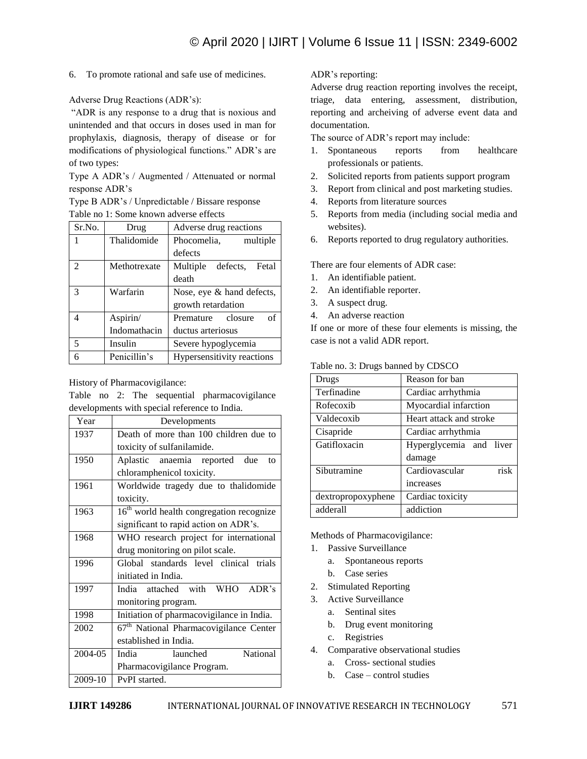6. To promote rational and safe use of medicines.

Adverse Drug Reactions (ADR's):

"ADR is any response to a drug that is noxious and unintended and that occurs in doses used in man for prophylaxis, diagnosis, therapy of disease or for modifications of physiological functions." ADR's are of two types:

Type A ADR's / Augmented / Attenuated or normal response ADR's

Type B ADR's / Unpredictable / Bissare response

Table no 1: Some known adverse effects

| Sr.No. | Drug | Adverse drug reactions |
|---|---|---|
| 1 | Thalidomide | Phocomelia, multiple defects |
| 2 | Methotrexate | Multiple defects, Fetal death |
| 3 | Warfarin | Nose, eye & hand defects, growth retardation |
| 4 | Aspirin/ Indomathacin | Premature closure of ductus arteriosus |
| 5 | Insulin | Severe hypoglycemia |
| 6 | Penicillin's | Hypersensitivity reactions |

History of Pharmacovigilance:

Table no 2: The sequential pharmacovigilance developments with special reference to India.

| Year | Developments |
|---|---|
| 1937 | Death of more than 100 children due to toxicity of sulfanilamide. |
| 1950 | Aplastic anaemia reported due to chloramphenicol toxicity. |
| 1961 | Worldwide tragedy due to thalidomide toxicity. |
| 1963 | 16th world health congregation recognize significant to rapid action on ADR's. |
| 1968 | WHO research project for international drug monitoring on pilot scale. |
| 1996 | Global standards level clinical trials initiated in India. |
| 1997 | India attached with WHO ADR's monitoring program. |
| 1998 | Initiation of pharmacovigilance in India. |
| 2002 | 67th National Pharmacovigilance Center established in India. |
| 2004-05 | India launched National Pharmacovigilance Program. |
| 2009-10 | PvPI started. |

ADR's reporting:

Adverse drug reaction reporting involves the receipt, triage, data entering, assessment, distribution, reporting and archeiving of adverse event data and documentation.

The source of ADR's report may include:

1. Spontaneous reports from healthcare professionals or patients.
2. Solicited reports from patients support program
3. Report from clinical and post marketing studies.
4. Reports from literature sources
5. Reports from media (including social media and websites).
6. Reports reported to drug regulatory authorities.

There are four elements of ADR case:

1. An identifiable patient.
2. An identifiable reporter.
3. A suspect drug.
4. An adverse reaction

If one or more of these four elements is missing, the case is not a valid ADR report.

Table no. 3: Drugs banned by CDSCO

| Drugs | Reason for ban |
|---|---|
| Terfinadine | Cardiac arrhythmia |
| Rofecoxib | Myocardial infarction |
| Valdecoxib | Heart attack and stroke |
| Cisapride | Cardiac arrhythmia |
| Gatifloxacin | Hyperglycemia and liver damage |
| Sibutramine | Cardiovascular risk increases |
| dextropropoxyphene | Cardiac toxicity |
| adderall | addiction |

Methods of Pharmacovigilance:

1. Passive Surveillance
   a. Spontaneous reports
   b. Case series
2. Stimulated Reporting
3. Active Surveillance
   a. Sentinal sites
   b. Drug event monitoring
   c. Registries
4. Comparative observational studies
   a. Cross- sectional studies
   b. Case – control studies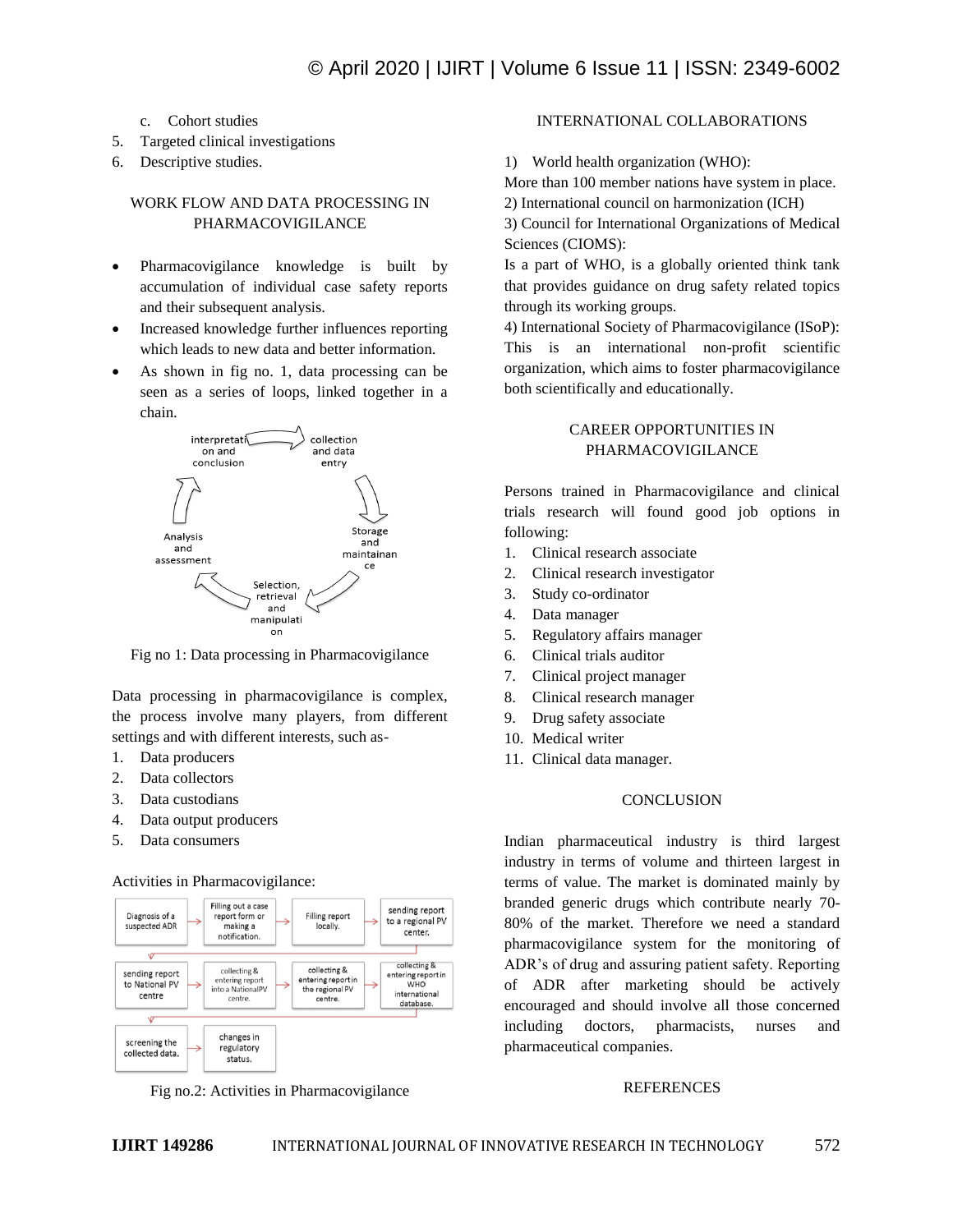c. Cohort studies

5. Targeted clinical investigations
6. Descriptive studies.

## WORK FLOW AND DATA PROCESSING IN PHARMACOVIGILANCE

- Pharmacovigilance knowledge is built by accumulation of individual case safety reports and their subsequent analysis.
- Increased knowledge further influences reporting which leads to new data and better information.
- As shown in fig no. 1, data processing can be seen as a series of loops, linked together in a chain.

Fig no 1: Data processing in Pharmacovigilance

Data processing in pharmacovigilance is complex, the process involve many players, from different settings and with different interests, such as-

1. Data producers
2. Data collectors
3. Data custodians
4. Data output producers
5. Data consumers

Activities in Pharmacovigilance:

Fig no.2: Activities in Pharmacovigilance

## INTERNATIONAL COLLABORATIONS

1) World health organization (WHO):
More than 100 member nations have system in place.

2) International council on harmonization (ICH)

3) Council for International Organizations of Medical Sciences (CIOMS):
Is a part of WHO, is a globally oriented think tank that provides guidance on drug safety related topics through its working groups.

4) International Society of Pharmacovigilance (ISoP):
This is an international non-profit scientific organization, which aims to foster pharmacovigilance both scientifically and educationally.

## CAREER OPPORTUNITIES IN PHARMACOVIGILANCE

Persons trained in Pharmacovigilance and clinical trials research will found good job options in following:

1. Clinical research associate
2. Clinical research investigator
3. Study co-ordinator
4. Data manager
5. Regulatory affairs manager
6. Clinical trials auditor
7. Clinical project manager
8. Clinical research manager
9. Drug safety associate
10. Medical writer
11. Clinical data manager.

## CONCLUSION

Indian pharmaceutical industry is third largest industry in terms of volume and thirteen largest in terms of value. The market is dominated mainly by branded generic drugs which contribute nearly 70-80% of the market. Therefore we need a standard pharmacovigilance system for the monitoring of ADR's of drug and assuring patient safety. Reporting of ADR after marketing should be actively encouraged and should involve all those concerned including doctors, pharmacists, nurses and pharmaceutical companies.

## REFERENCES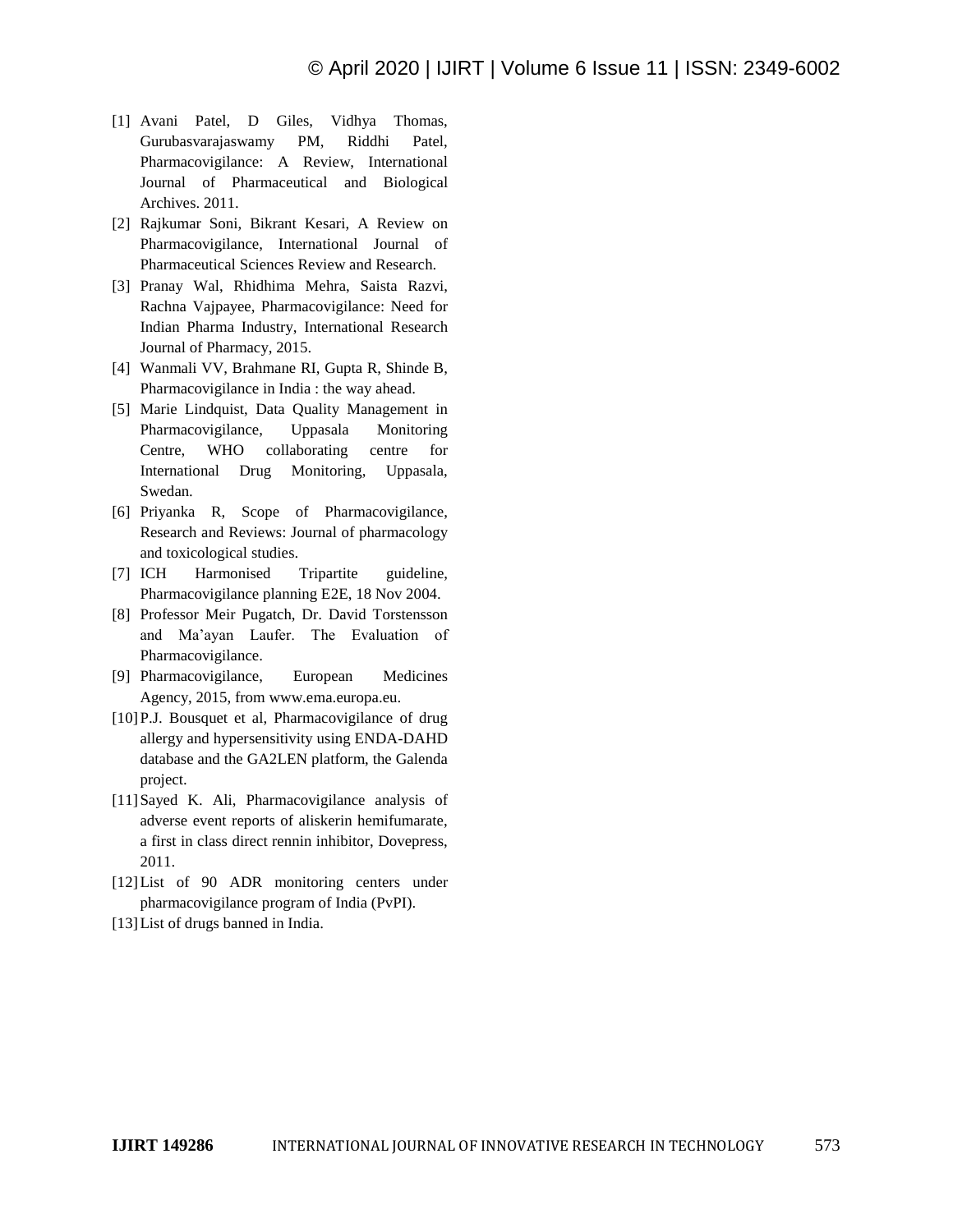[1] Avani Patel, D Giles, Vidhya Thomas, Gurubasvarajaswamy PM, Riddhi Patel, Pharmacovigilance: A Review, International Journal of Pharmaceutical and Biological Archives. 2011.

[2] Rajkumar Soni, Bikrant Kesari, A Review on Pharmacovigilance, International Journal of Pharmaceutical Sciences Review and Research.

[3] Pranay Wal, Rhidhima Mehra, Saista Razvi, Rachna Vajpayee, Pharmacovigilance: Need for Indian Pharma Industry, International Research Journal of Pharmacy, 2015.

[4] Wanmali VV, Brahmane RI, Gupta R, Shinde B, Pharmacovigilance in India : the way ahead.

[5] Marie Lindquist, Data Quality Management in Pharmacovigilance, Uppasala Monitoring Centre, WHO collaborating centre for International Drug Monitoring, Uppasala, Swedan.

[6] Priyanka R, Scope of Pharmacovigilance, Research and Reviews: Journal of pharmacology and toxicological studies.

[7] ICH Harmonised Tripartite guideline, Pharmacovigilance planning E2E, 18 Nov 2004.

[8] Professor Meir Pugatch, Dr. David Torstensson and Ma'ayan Laufer. The Evaluation of Pharmacovigilance.

[9] Pharmacovigilance, European Medicines Agency, 2015, from www.ema.europa.eu.

[10] P.J. Bousquet et al, Pharmacovigilance of drug allergy and hypersensitivity using ENDA-DAHD database and the GA2LEN platform, the Galenda project.

[11] Sayed K. Ali, Pharmacovigilance analysis of adverse event reports of aliskerin hemifumarate, a first in class direct rennin inhibitor, Dovepress, 2011.

[12] List of 90 ADR monitoring centers under pharmacovigilance program of India (PvPI).

[13] List of drugs banned in India.